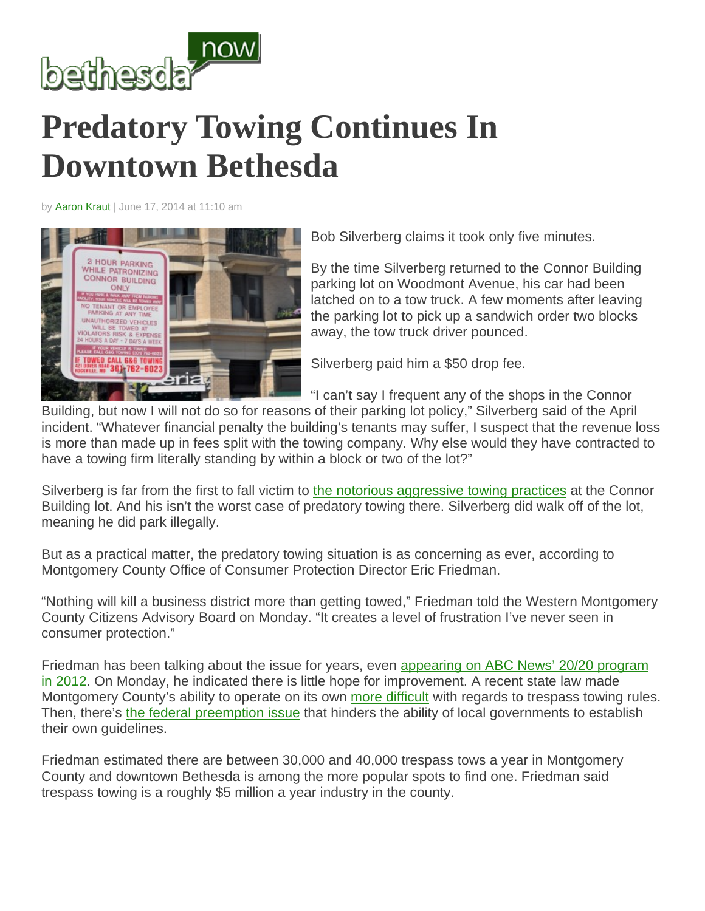# Predatory Towing Continues In Downtown Bethesda

by Aaron Kraut | June 17, 2014 at 11:10 am

Bob Silverberg claims it took only five minutes.

By the time Silverberg returned to the Connor Building parking lot on Woodmont Avenue, his car had been latched on to a tow truck. A few moments after leaving the parking lot to pick up a sandwich order two blocks away, the tow truck driver pounced.

Silverberg paid him a $50 drop fee.

"I can't say I frequent any of the shops in the Connor Building, but now I will not do so for reasons of their parking lot policy," Silverberg said of the April incident. "Whatever financial penalty the building's tenants may suffer, I suspect that the revenue loss is more than made up in fees split with the towing company. Why else would they have contracted to have a towing firm literally standing by within a block or two of the lot?"

Silverberg is far from the first to fall victim to the notorious aggressive towing practices at the Connor Building lot. And his isn't the worst case of predatory towing there. Silverberg did walk off of the lot, meaning he did park illegally.

But as a practical matter, the predatory towing situation is as concerning as ever, according to Montgomery County Office of Consumer Protection Director Eric Friedman.

"Nothing will kill a business district more than getting towed," Friedman told the Western Montgomery County Citizens Advisory Board on Monday. "It creates a level of frustration I've never seen in consumer protection."

Friedman has been talking about the issue for years, even appearing on ABC News' 20/20 program in 2012. On Monday, he indicated there is little hope for improvement. A recent state law made Montgomery County's ability to operate on its own more difficult with regards to trespass towing rules. Then, there's the federal preemption issue that hinders the ability of local governments to establish their own guidelines.

Friedman estimated there are between 30,000 and 40,000 trespass tows a year in Montgomery County and downtown Bethesda is among the more popular spots to find one. Friedman said trespass towing is a roughly $5 million a year industry in the county.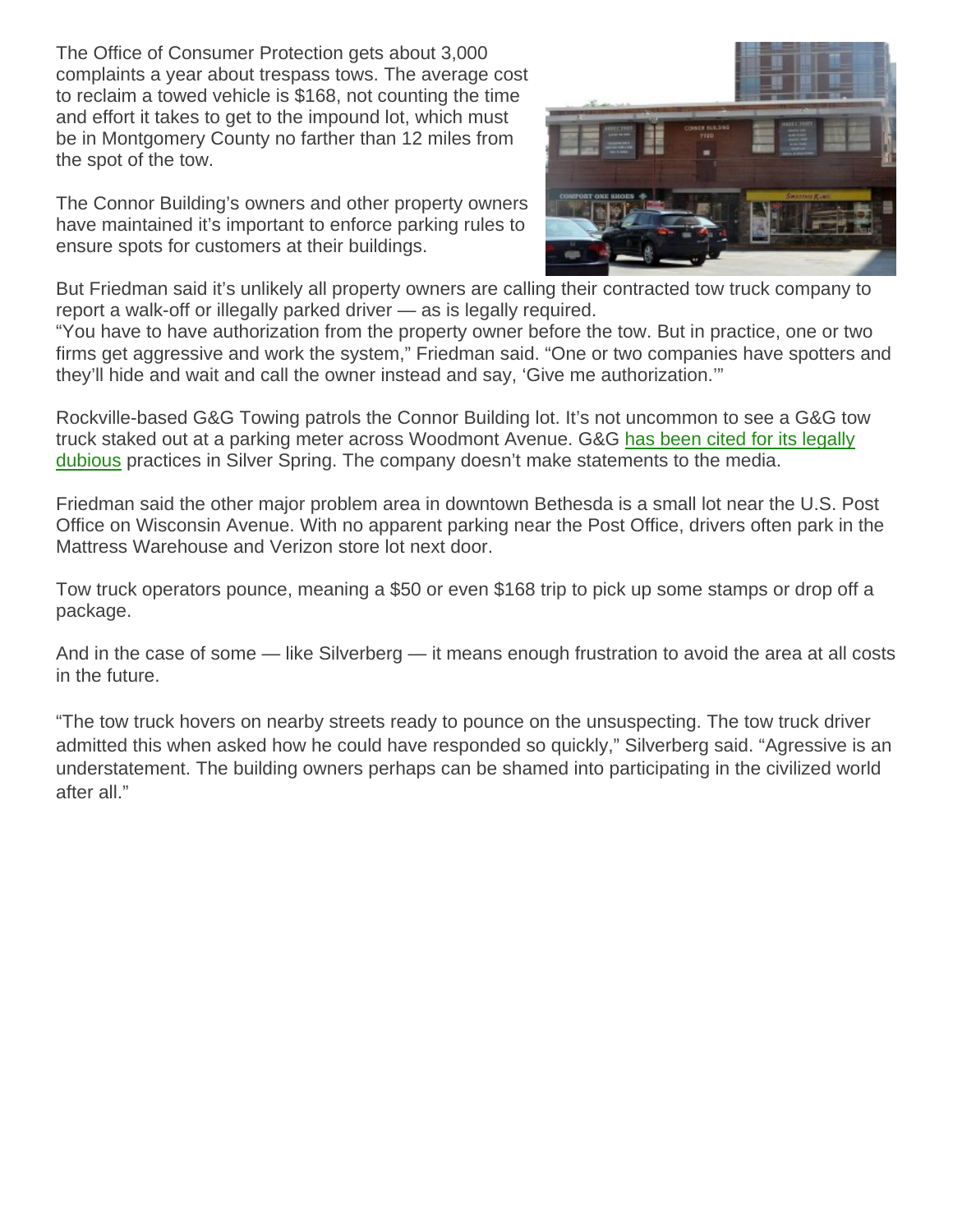The Office of Consumer Protection gets about 3,000 complaints a year about trespass tows. The average cost to reclaim a towed vehicle is $168, not counting the time and effort it takes to get to the impound lot, which must be in Montgomery County no farther than 12 miles from the spot of the tow.

The Connor Building's owners and other property owners have maintained it's important to enforce parking rules to ensure spots for customers at their buildings.

But Friedman said it's unlikely all property owners are calling their contracted tow truck company to report a walk-off or illegally parked driver — as is legally required.
"You have to have authorization from the property owner before the tow. But in practice, one or two firms get aggressive and work the system," Friedman said. "One or two companies have spotters and they'll hide and wait and call the owner instead and say, 'Give me authorization.'"

Rockville-based G&G Towing patrols the Connor Building lot. It's not uncommon to see a G&G tow truck staked out at a parking meter across Woodmont Avenue. G&G has been cited for its legally dubious practices in Silver Spring. The company doesn't make statements to the media.

Friedman said the other major problem area in downtown Bethesda is a small lot near the U.S. Post Office on Wisconsin Avenue. With no apparent parking near the Post Office, drivers often park in the Mattress Warehouse and Verizon store lot next door.

Tow truck operators pounce, meaning a $50 or even $168 trip to pick up some stamps or drop off a package.

And in the case of some — like Silverberg — it means enough frustration to avoid the area at all costs in the future.

"The tow truck hovers on nearby streets ready to pounce on the unsuspecting. The tow truck driver admitted this when asked how he could have responded so quickly," Silverberg said. "Agressive is an understatement. The building owners perhaps can be shamed into participating in the civilized world after all."